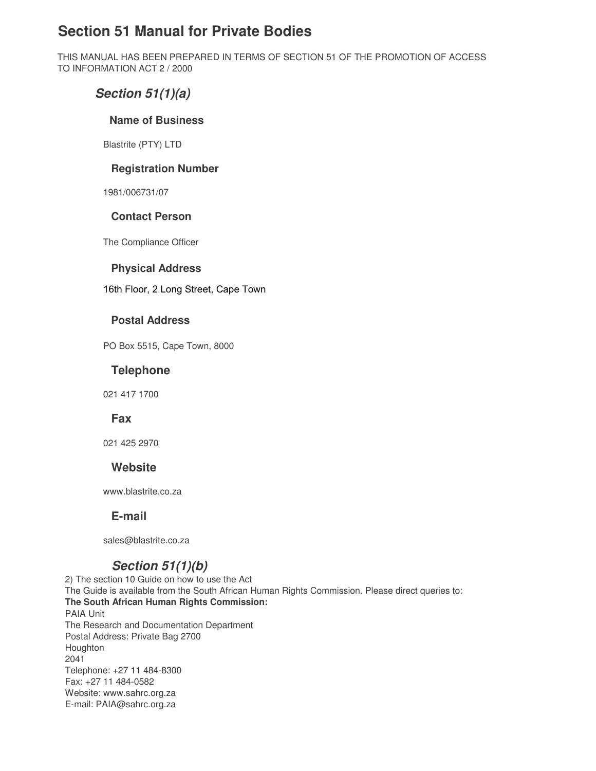# Section 51 Manual for Private Bodies

THIS MANUAL HAS BEEN PREPARED IN TERMS OF SECTION 51 OF THE PROMOTION OF ACCESS TO INFORMATION ACT 2 / 2000

## *Section 51(1)(a)*

### Name of Business

Blastrite (PTY) LTD

### Registration Number

1981/006731/07

### Contact Person

The Compliance Officer

### Physical Address

16th Floor, 2 Long Street, Cape Town

### Postal Address

PO Box 5515, Cape Town, 8000

### Telephone

021 417 1700

### Fax

021 425 2970

### Website

www.blastrite.co.za

### E-mail

sales@blastrite.co.za

## *Section 51(1)(b)*

2) The section 10 Guide on how to use the Act
The Guide is available from the South African Human Rights Commission. Please direct queries to:
**The South African Human Rights Commission:**
PAIA Unit
The Research and Documentation Department
Postal Address: Private Bag 2700
Houghton
2041
Telephone: +27 11 484-8300
Fax: +27 11 484-0582
Website: www.sahrc.org.za
E-mail: PAIA@sahrc.org.za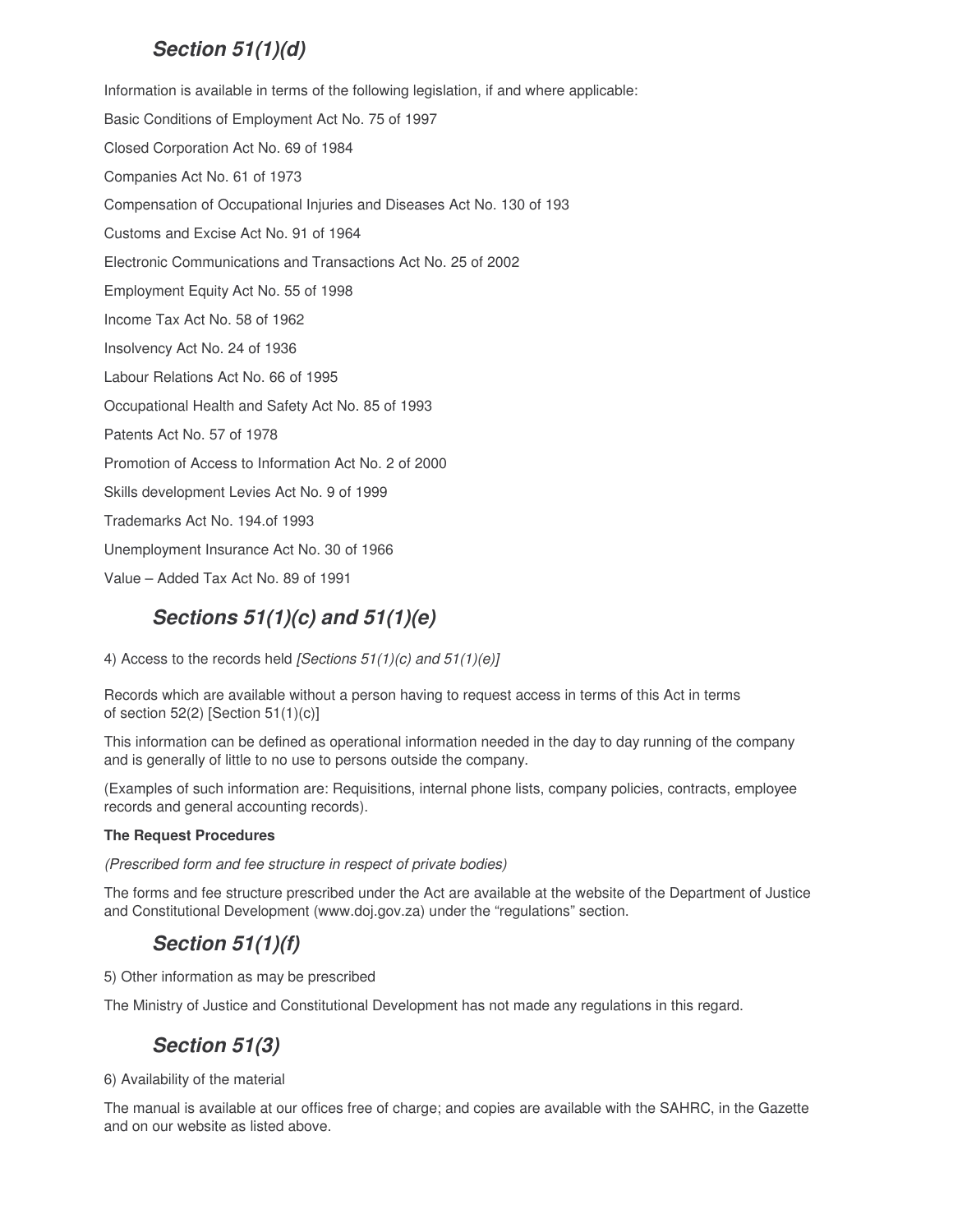## *Section 51(1)(d)*

Information is available in terms of the following legislation, if and where applicable:

Basic Conditions of Employment Act No. 75 of 1997

Closed Corporation Act No. 69 of 1984

Companies Act No. 61 of 1973

Compensation of Occupational Injuries and Diseases Act No. 130 of 193

Customs and Excise Act No. 91 of 1964

Electronic Communications and Transactions Act No. 25 of 2002

Employment Equity Act No. 55 of 1998

Income Tax Act No. 58 of 1962

Insolvency Act No. 24 of 1936

Labour Relations Act No. 66 of 1995

Occupational Health and Safety Act No. 85 of 1993

Patents Act No. 57 of 1978

Promotion of Access to Information Act No. 2 of 2000

Skills development Levies Act No. 9 of 1999

Trademarks Act No. 194.of 1993

Unemployment Insurance Act No. 30 of 1966

Value – Added Tax Act No. 89 of 1991

## *Sections 51(1)(c) and 51(1)(e)*

4) Access to the records held *[Sections 51(1)(c) and 51(1)(e)]*

Records which are available without a person having to request access in terms of this Act in terms of section 52(2) [Section 51(1)(c)]

This information can be defined as operational information needed in the day to day running of the company and is generally of little to no use to persons outside the company.

(Examples of such information are: Requisitions, internal phone lists, company policies, contracts, employee records and general accounting records).

**The Request Procedures**

*(Prescribed form and fee structure in respect of private bodies)*

The forms and fee structure prescribed under the Act are available at the website of the Department of Justice and Constitutional Development (www.doj.gov.za) under the "regulations" section.

## *Section 51(1)(f)*

5) Other information as may be prescribed

The Ministry of Justice and Constitutional Development has not made any regulations in this regard.

## *Section 51(3)*

6) Availability of the material

The manual is available at our offices free of charge; and copies are available with the SAHRC, in the Gazette and on our website as listed above.